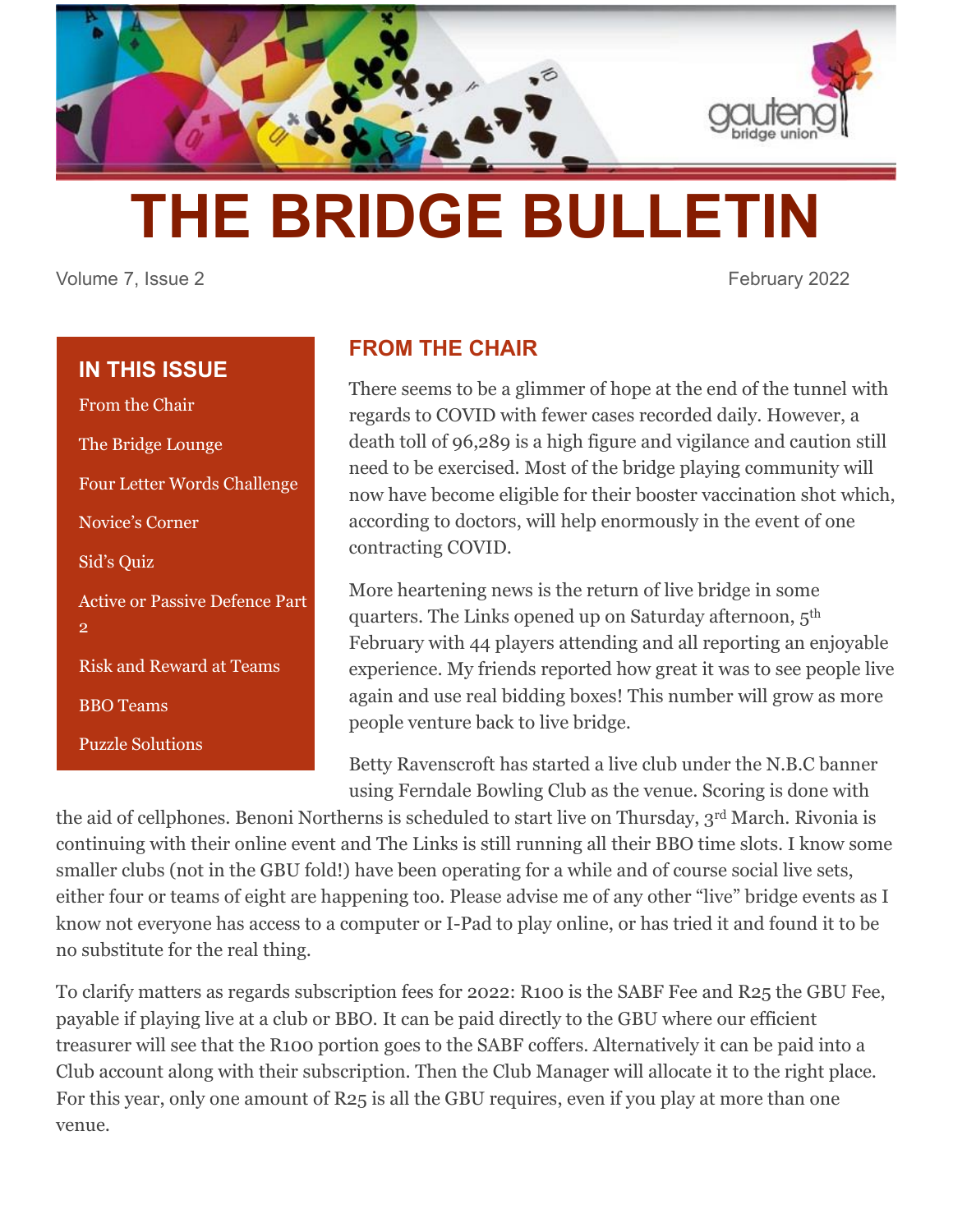# THE BRIDGE BULLETIN

Volume 7, Issue 2 February 2022

## IN THIS ISSUE

- From the Chair
- The Bridge Lounge
- Four Letter Words Challenge
- Novice's Corner
- Sid's Quiz
- Active or Passive Defence Part 2
- Risk and Reward at Teams
- BBO Teams
- Puzzle Solutions

## FROM THE CHAIR

There seems to be a glimmer of hope at the end of the tunnel with regards to COVID with fewer cases recorded daily. However, a death toll of 96,289 is a high figure and vigilance and caution still need to be exercised. Most of the bridge playing community will now have become eligible for their booster vaccination shot which, according to doctors, will help enormously in the event of one contracting COVID.

More heartening news is the return of live bridge in some quarters. The Links opened up on Saturday afternoon, 5th February with 44 players attending and all reporting an enjoyable experience. My friends reported how great it was to see people live again and use real bidding boxes! This number will grow as more people venture back to live bridge.

Betty Ravenscroft has started a live club under the N.B.C banner using Ferndale Bowling Club as the venue. Scoring is done with the aid of cellphones. Benoni Northerns is scheduled to start live on Thursday, 3rd March. Rivonia is continuing with their online event and The Links is still running all their BBO time slots. I know some smaller clubs (not in the GBU fold!) have been operating for a while and of course social live sets, either four or teams of eight are happening too. Please advise me of any other "live" bridge events as I know not everyone has access to a computer or I-Pad to play online, or has tried it and found it to be no substitute for the real thing.

To clarify matters as regards subscription fees for 2022: R100 is the SABF Fee and R25 the GBU Fee, payable if playing live at a club or BBO. It can be paid directly to the GBU where our efficient treasurer will see that the R100 portion goes to the SABF coffers. Alternatively it can be paid into a Club account along with their subscription. Then the Club Manager will allocate it to the right place. For this year, only one amount of R25 is all the GBU requires, even if you play at more than one venue.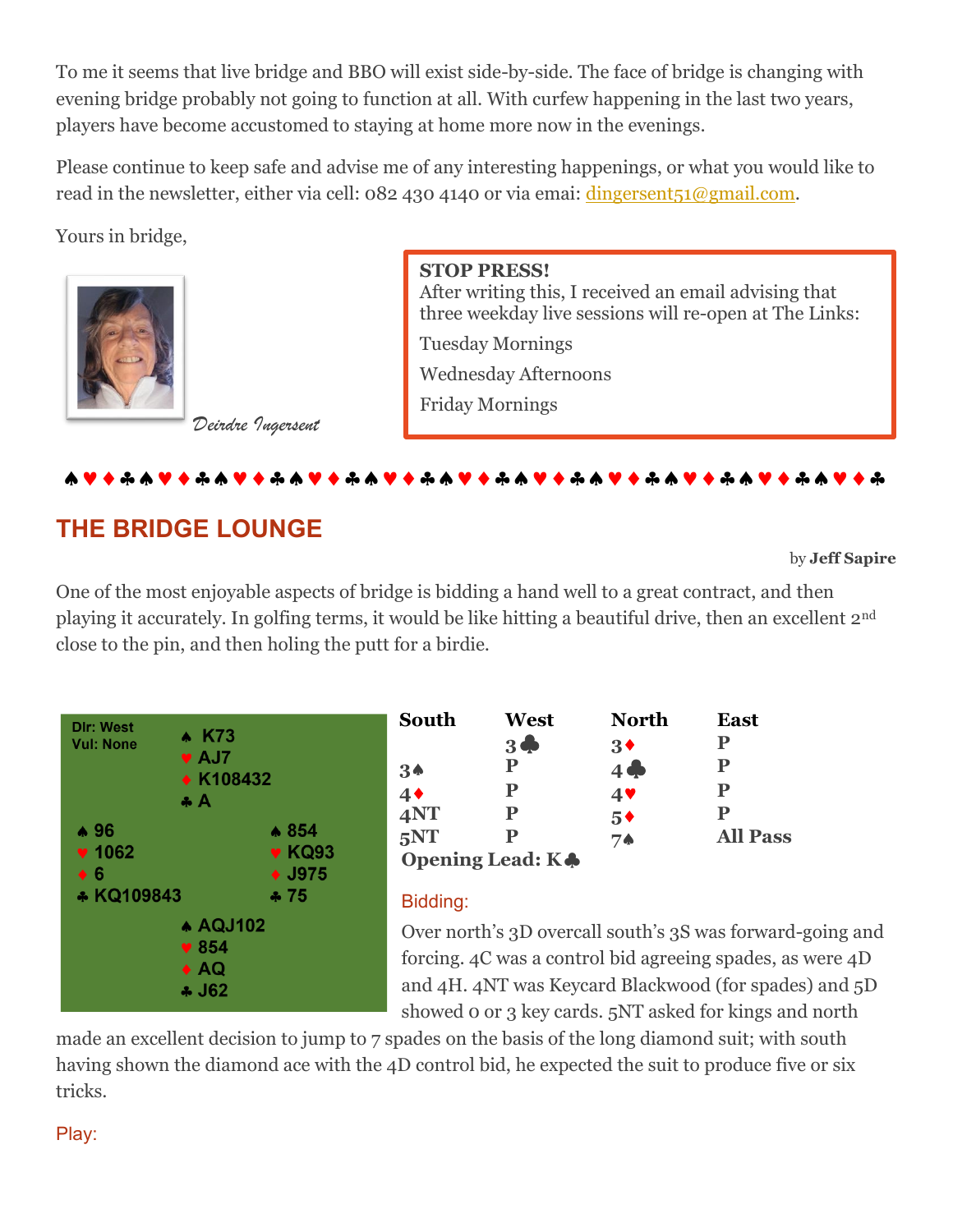To me it seems that live bridge and BBO will exist side-by-side. The face of bridge is changing with evening bridge probably not going to function at all. With curfew happening in the last two years, players have become accustomed to staying at home more now in the evenings.

Please continue to keep safe and advise me of any interesting happenings, or what you would like to read in the newsletter, either via cell: 082 430 4140 or via email: dingersent51@gmail.com.

Yours in bridge,

*Deirdre Ingersent*

> **STOP PRESS!**
> After writing this, I received an email advising that three weekday live sessions will re-open at The Links:
>
> Tuesday Mornings
>
> Wednesday Afternoons
>
> Friday Mornings

♠♥♦♣♠♥♦♣♠♥♦♣♠♥♦♣♠♥♦♣♠♥♦♣♠♥♦♣♠♥♦♣♠♥♦♣♠♥♦♣♠♥♦♣♠♥♦♣

## THE BRIDGE LOUNGE

by **Jeff Sapire**

One of the most enjoyable aspects of bridge is bidding a hand well to a great contract, and then playing it accurately. In golfing terms, it would be like hitting a beautiful drive, then an excellent 2nd close to the pin, and then holing the putt for a birdie.

Dlr: West
Vul: None

North: ♠ K73 ♥ AJ7 ♦ K108432 ♣ A

West: ♠ 96 ♥ 1062 ♦ 6 ♣ KQ109843

East: ♠ 854 ♥ KQ93 ♦ J975 ♣ 75

South: ♠ AQJ102 ♥ 854 ♦ AQ ♣ J62

| South | West | North | East |
|---|---|---|---|
| | 3♣ | 3♦ | P |
| 3♠ | P | 4♣ | P |
| 4♦ | P | 4♥ | P |
| 4NT | P | 5♦ | P |
| 5NT | P | 7♠ | All Pass |

**Opening Lead: K♣**

Bidding:

Over north's 3D overcall south's 3S was forward-going and forcing. 4C was a control bid agreeing spades, as were 4D and 4H. 4NT was Keycard Blackwood (for spades) and 5D showed 0 or 3 key cards. 5NT asked for kings and north made an excellent decision to jump to 7 spades on the basis of the long diamond suit; with south having shown the diamond ace with the 4D control bid, he expected the suit to produce five or six tricks.

Play: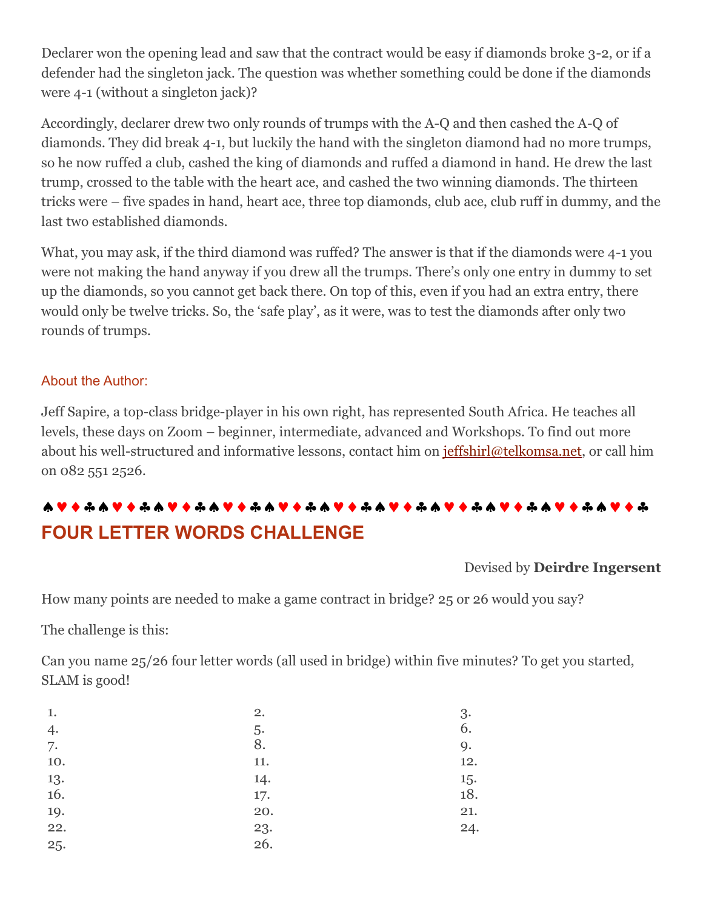Declarer won the opening lead and saw that the contract would be easy if diamonds broke 3-2, or if a defender had the singleton jack. The question was whether something could be done if the diamonds were 4-1 (without a singleton jack)?

Accordingly, declarer drew two only rounds of trumps with the A-Q and then cashed the A-Q of diamonds. They did break 4-1, but luckily the hand with the singleton diamond had no more trumps, so he now ruffed a club, cashed the king of diamonds and ruffed a diamond in hand. He drew the last trump, crossed to the table with the heart ace, and cashed the two winning diamonds. The thirteen tricks were – five spades in hand, heart ace, three top diamonds, club ace, club ruff in dummy, and the last two established diamonds.

What, you may ask, if the third diamond was ruffed? The answer is that if the diamonds were 4-1 you were not making the hand anyway if you drew all the trumps. There's only one entry in dummy to set up the diamonds, so you cannot get back there. On top of this, even if you had an extra entry, there would only be twelve tricks. So, the 'safe play', as it were, was to test the diamonds after only two rounds of trumps.

### About the Author:

Jeff Sapire, a top-class bridge-player in his own right, has represented South Africa. He teaches all levels, these days on Zoom – beginner, intermediate, advanced and Workshops. To find out more about his well-structured and informative lessons, contact him on jeffshirl@telkomsa.net, or call him on 082 551 2526.

♠♥♦♣♠♥♦♣♠♥♦♣♠♥♦♣♠♥♦♣♠♥♦♣♠♥♦♣♠♥♦♣♠♥♦♣♠♥♦♣♠♥♦♣

## FOUR LETTER WORDS CHALLENGE

Devised by **Deirdre Ingersent**

How many points are needed to make a game contract in bridge? 25 or 26 would you say?

The challenge is this:

Can you name 25/26 four letter words (all used in bridge) within five minutes? To get you started, SLAM is good!

| | | |
|---|---|---|
| 1. | 2. | 3. |
| 4. | 5. | 6. |
| 7. | 8. | 9. |
| 10. | 11. | 12. |
| 13. | 14. | 15. |
| 16. | 17. | 18. |
| 19. | 20. | 21. |
| 22. | 23. | 24. |
| 25. | 26. | |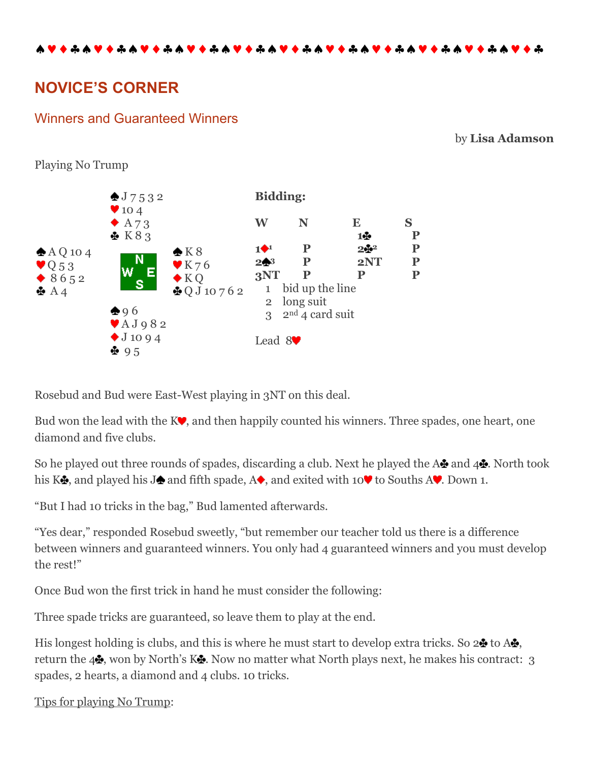♠♥♦♣♠♥♦♣♠♥♦♣♠♥♦♣♠♥♦♣♠♥♦♣♠♥♦♣♠♥♦♣♠♥♦♣♠♥♦♣♠♥♦♣♠♥♦♣

## NOVICE'S CORNER

### Winners and Guaranteed Winners

by **Lisa Adamson**

Playing No Trump

```
              ♠J 7 5 3 2
              ♥10 4
              ♦ A 7 3
              ♣ K 8 3
♠A Q 10 4                  ♠K 8
♥Q 5 3          N          ♥K 7 6
♦ 8 6 5 2     W   E        ♦K Q
♣ A 4           S          ♣Q J 10 7 6 2
              ♠9 6
              ♥A J 9 8 2
              ♦J 10 9 4
              ♣ 9 5
```

**Bidding:**

| W | N | E | S |
|---|---|---|---|
| | | 1♣ | P |
| 1♦[1] | P | 2♣[2] | P |
| 2♠[3] | P | 2NT | P |
| 3NT | P | P | P |

1. bid up the line
2. long suit
3. 2nd 4 card suit

Lead 8♥

Rosebud and Bud were East-West playing in 3NT on this deal.

Bud won the lead with the K♥, and then happily counted his winners. Three spades, one heart, one diamond and five clubs.

So he played out three rounds of spades, discarding a club. Next he played the A♣ and 4♣. North took his K♣, and played his J♠ and fifth spade, A♦, and exited with 10♥ to Souths A♥. Down 1.

"But I had 10 tricks in the bag," Bud lamented afterwards.

"Yes dear," responded Rosebud sweetly, "but remember our teacher told us there is a difference between winners and guaranteed winners. You only had 4 guaranteed winners and you must develop the rest!"

Once Bud won the first trick in hand he must consider the following:

Three spade tricks are guaranteed, so leave them to play at the end.

His longest holding is clubs, and this is where he must start to develop extra tricks. So 2♣ to A♣, return the 4♣, won by North's K♣. Now no matter what North plays next, he makes his contract: 3 spades, 2 hearts, a diamond and 4 clubs. 10 tricks.

Tips for playing No Trump: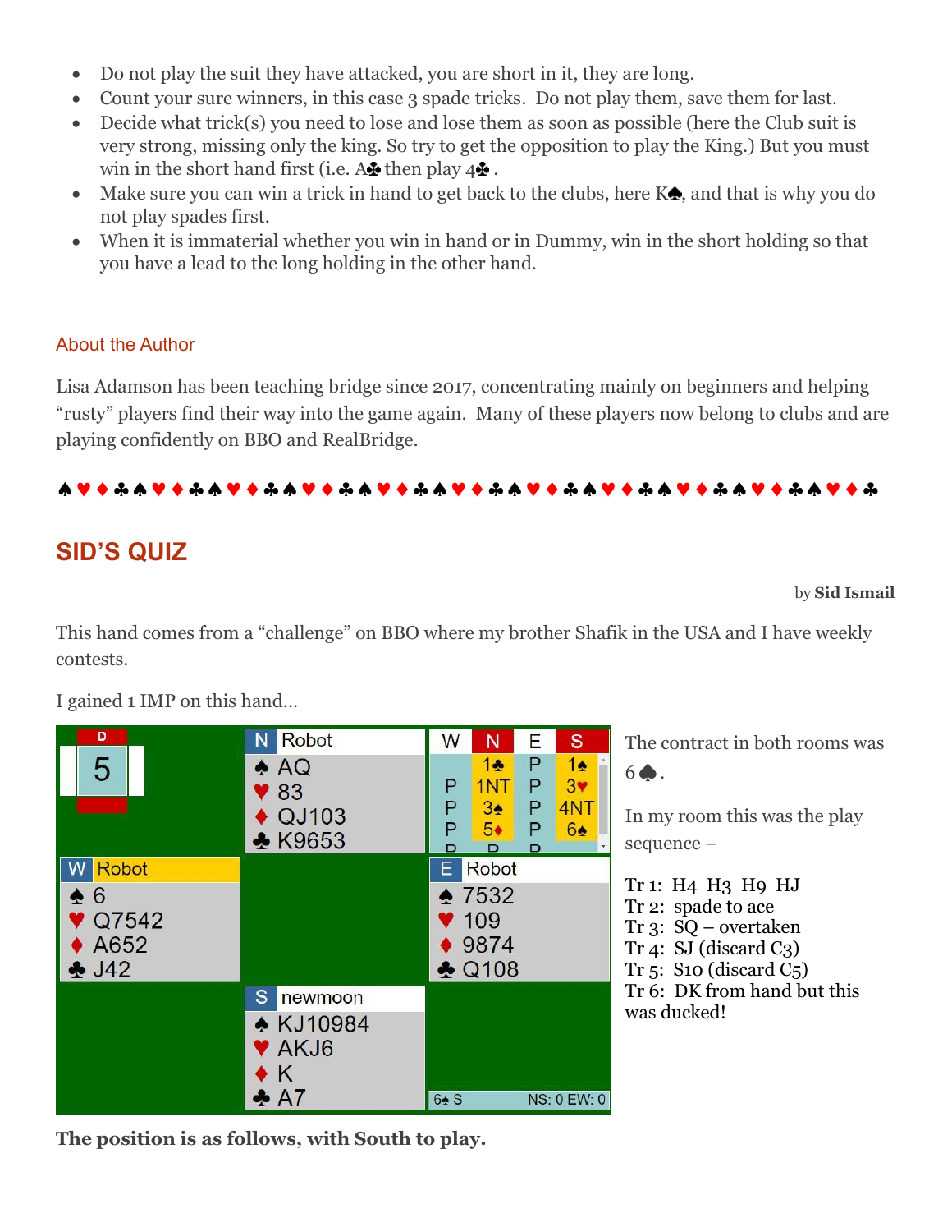- Do not play the suit they have attacked, you are short in it, they are long.
- Count your sure winners, in this case 3 spade tricks. Do not play them, save them for last.
- Decide what trick(s) you need to lose and lose them as soon as possible (here the Club suit is very strong, missing only the king. So try to get the opposition to play the King.) But you must win in the short hand first (i.e. A♣ then play 4♣ .
- Make sure you can win a trick in hand to get back to the clubs, here K♠, and that is why you do not play spades first.
- When it is immaterial whether you win in hand or in Dummy, win in the short holding so that you have a lead to the long holding in the other hand.

### About the Author

Lisa Adamson has been teaching bridge since 2017, concentrating mainly on beginners and helping "rusty" players find their way into the game again. Many of these players now belong to clubs and are playing confidently on BBO and RealBridge.

♠♥♦♣♠♥♦♣♠♥♦♣♠♥♦♣♠♥♦♣♠♥♦♣♠♥♦♣♠♥♦♣♠♥♦♣♠♥♦♣♠♥♦♣♠♥♦♣

## SID'S QUIZ

by **Sid Ismail**

This hand comes from a "challenge" on BBO where my brother Shafik in the USA and I have weekly contests.

I gained 1 IMP on this hand…

Board 5, Dealer N

**N Robot**
♠ AQ
♥ 83
♦ QJ103
♣ K9653

**W Robot**
♠ 6
♥ Q7542
♦ A652
♣ J42

**E Robot**
♠ 7532
♥ 109
♦ 9874
♣ Q108

**S newmoon**
♠ KJ10984
♥ AKJ6
♦ K
♣ A7

| W | N | E | S |
|---|---|---|---|
| | 1♣ | P | 1♠ |
| P | 1NT | P | 3♥ |
| P | 3♠ | P | 4NT |
| P | 5♦ | P | 6♠ |
| P | P | P | |

6♠ S — NS: 0 EW: 0

The contract in both rooms was 6♠.

In my room this was the play sequence –

Tr 1: H4 H3 H9 HJ
Tr 2: spade to ace
Tr 3: SQ – overtaken
Tr 4: SJ (discard C3)
Tr 5: S10 (discard C5)
Tr 6: DK from hand but this was ducked!

**The position is as follows, with South to play.**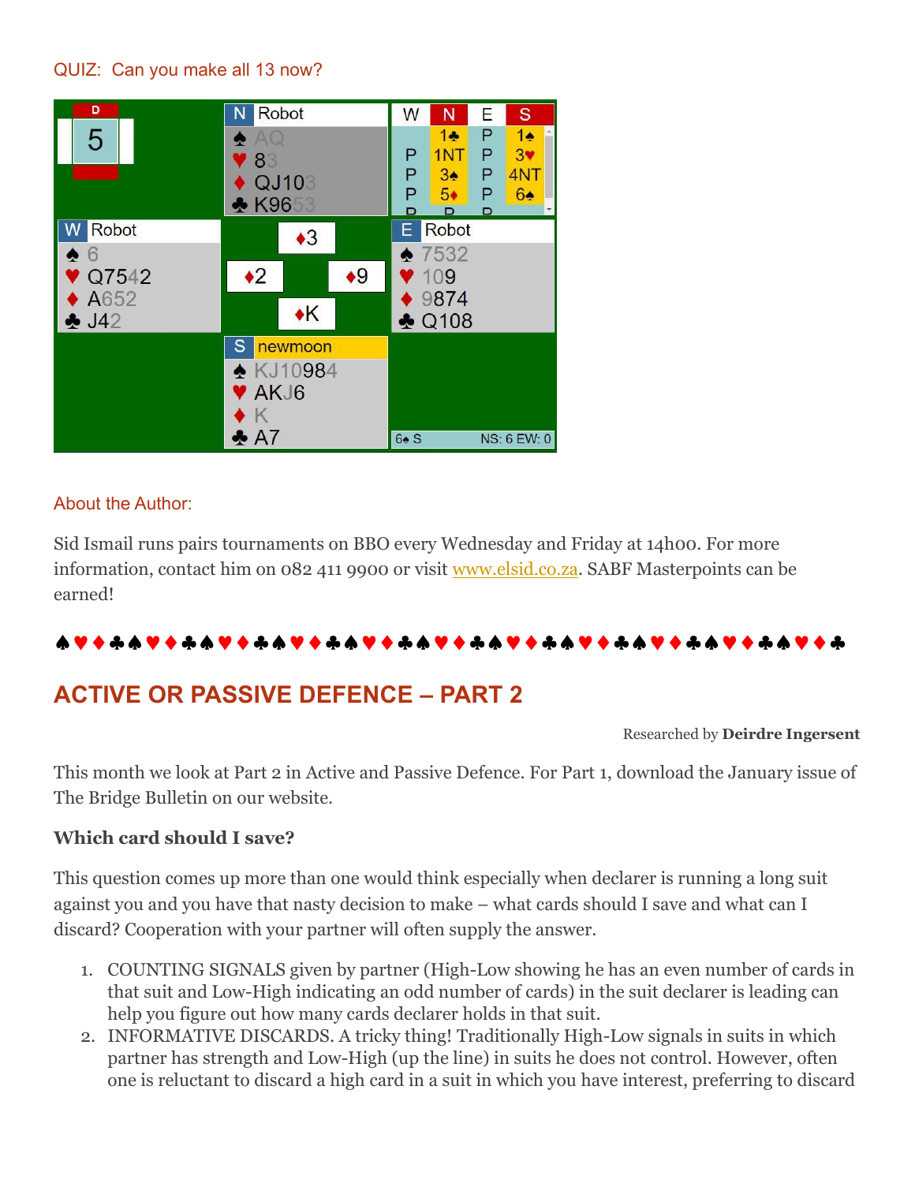QUIZ: Can you make all 13 now?

**Board:** D 5

**N – Robot**
- ♠ AQ
- ♥ 83
- ♦ QJ103
- ♣ K9653

**W – Robot**
- ♠ 6
- ♥ Q7542
- ♦ A652
- ♣ J42

**E – Robot**
- ♠ 7532
- ♥ 109
- ♦ 9874
- ♣ Q108

**S – newmoon**
- ♠ KJ10984
- ♥ AKJ6
- ♦ K
- ♣ A7

| W | N | E | S |
|---|---|---|---|
| | 1♣ | P | 1♠ |
| P | 1NT | P | 3♥ |
| P | 3♠ | P | 4NT |
| P | 5♦ | P | 6♠ |
| P | P | P | |

Trick: N ♦3, W ♦2, E ♦9, S ♦K

6♠ S — NS: 6 EW: 0

About the Author:

Sid Ismail runs pairs tournaments on BBO every Wednesday and Friday at 14h00. For more information, contact him on 082 411 9900 or visit www.elsid.co.za. SABF Masterpoints can be earned!

♠♥♦♣♠♥♦♣♠♥♦♣♠♥♦♣♠♥♦♣♠♥♦♣♠♥♦♣♠♥♦♣♠♥♦♣♠♥♦♣♠♥♦♣♠♥♦♣

## ACTIVE OR PASSIVE DEFENCE – PART 2

Researched by **Deirdre Ingersent**

This month we look at Part 2 in Active and Passive Defence. For Part 1, download the January issue of The Bridge Bulletin on our website.

**Which card should I save?**

This question comes up more than one would think especially when declarer is running a long suit against you and you have that nasty decision to make – what cards should I save and what can I discard? Cooperation with your partner will often supply the answer.

1. COUNTING SIGNALS given by partner (High-Low showing he has an even number of cards in that suit and Low-High indicating an odd number of cards) in the suit declarer is leading can help you figure out how many cards declarer holds in that suit.
2. INFORMATIVE DISCARDS. A tricky thing! Traditionally High-Low signals in suits in which partner has strength and Low-High (up the line) in suits he does not control. However, often one is reluctant to discard a high card in a suit in which you have interest, preferring to discard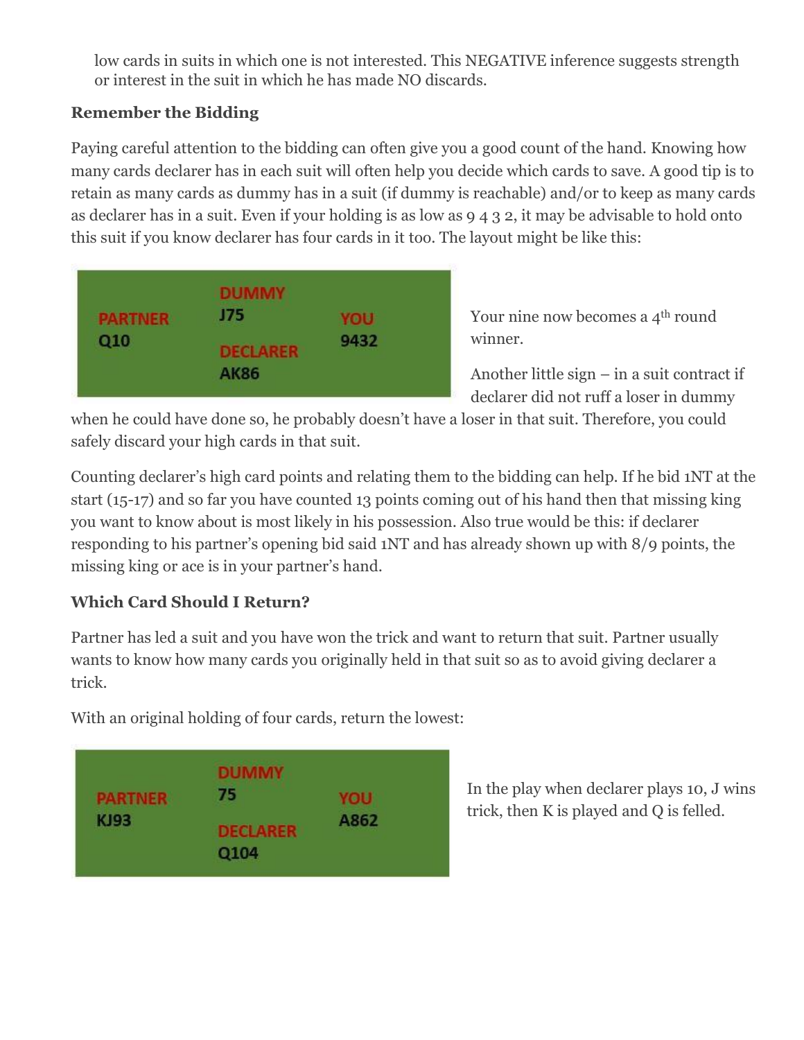low cards in suits in which one is not interested. This NEGATIVE inference suggests strength or interest in the suit in which he has made NO discards.

### Remember the Bidding

Paying careful attention to the bidding can often give you a good count of the hand. Knowing how many cards declarer has in each suit will often help you decide which cards to save. A good tip is to retain as many cards as dummy has in a suit (if dummy is reachable) and/or to keep as many cards as declarer has in a suit. Even if your holding is as low as 9 4 3 2, it may be advisable to hold onto this suit if you know declarer has four cards in it too. The layout might be like this:

| | DUMMY J75 | |
|---|---|---|
| PARTNER Q10 | | YOU 9432 |
| | DECLARER AK86 | |

Your nine now becomes a 4th round winner.

Another little sign – in a suit contract if declarer did not ruff a loser in dummy when he could have done so, he probably doesn't have a loser in that suit. Therefore, you could safely discard your high cards in that suit.

Counting declarer's high card points and relating them to the bidding can help. If he bid 1NT at the start (15-17) and so far you have counted 13 points coming out of his hand then that missing king you want to know about is most likely in his possession. Also true would be this: if declarer responding to his partner's opening bid said 1NT and has already shown up with 8/9 points, the missing king or ace is in your partner's hand.

### Which Card Should I Return?

Partner has led a suit and you have won the trick and want to return that suit. Partner usually wants to know how many cards you originally held in that suit so as to avoid giving declarer a trick.

With an original holding of four cards, return the lowest:

| | DUMMY 75 | |
|---|---|---|
| PARTNER KJ93 | | YOU A862 |
| | DECLARER Q104 | |

In the play when declarer plays 10, J wins trick, then K is played and Q is felled.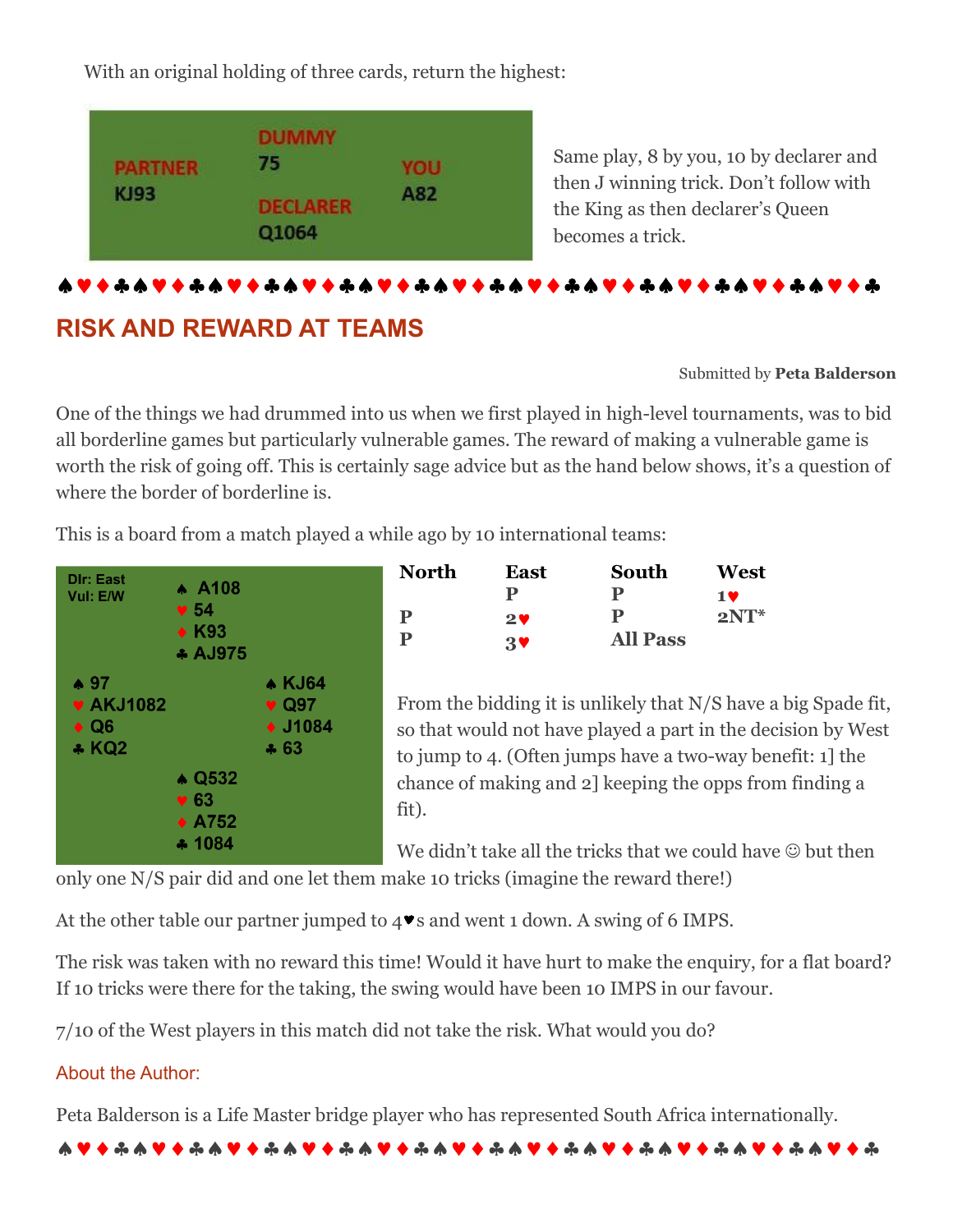With an original holding of three cards, return the highest:

| PARTNER | DUMMY | YOU |
|---|---|---|
| | 75 | |
| KJ93 | | A82 |
| | DECLARER | |
| | Q1064 | |

Same play, 8 by you, 10 by declarer and then J winning trick. Don't follow with the King as then declarer's Queen becomes a trick.

♠♥♦♣♠♥♦♣♠♥♦♣♠♥♦♣♠♥♦♣♠♥♦♣♠♥♦♣♠♥♦♣♠♥♦♣♠♥♦♣♠♥♦♣♠♥♦♣

## RISK AND REWARD AT TEAMS

Submitted by **Peta Balderson**

One of the things we had drummed into us when we first played in high-level tournaments, was to bid all borderline games but particularly vulnerable games. The reward of making a vulnerable game is worth the risk of going off. This is certainly sage advice but as the hand below shows, it's a question of where the border of borderline is.

This is a board from a match played a while ago by 10 international teams:

Dlr: East
Vul: E/W

| | North | |
|---|---|---|
| | ♠ A108 | |
| | ♥ 54 | |
| | ♦ K93 | |
| | ♣ AJ975 | |
| **West** | | **East** |
| ♠ 97 | | ♠ KJ64 |
| ♥ AKJ1082 | | ♥ Q97 |
| ♦ Q6 | | ♦ J1084 |
| ♣ KQ2 | | ♣ 63 |
| | **South** | |
| | ♠ Q532 | |
| | ♥ 63 | |
| | ♦ A752 | |
| | ♣ 1084 | |

| North | East | South | West |
|---|---|---|---|
| | P | P | 1♥ |
| P | 2♥ | P | 2NT* |
| P | 3♥ | All Pass | |

From the bidding it is unlikely that N/S have a big Spade fit, so that would not have played a part in the decision by West to jump to 4. (Often jumps have a two-way benefit: 1] the chance of making and 2] keeping the opps from finding a fit).

We didn't take all the tricks that we could have ☺ but then only one N/S pair did and one let them make 10 tricks (imagine the reward there!)

At the other table our partner jumped to 4♥s and went 1 down. A swing of 6 IMPS.

The risk was taken with no reward this time! Would it have hurt to make the enquiry, for a flat board? If 10 tricks were there for the taking, the swing would have been 10 IMPS in our favour.

7/10 of the West players in this match did not take the risk. What would you do?

### About the Author:

Peta Balderson is a Life Master bridge player who has represented South Africa internationally.

♠♥♦♣♠♥♦♣♠♥♦♣♠♥♦♣♠♥♦♣♠♥♦♣♠♥♦♣♠♥♦♣♠♥♦♣♠♥♦♣♠♥♦♣♠♥♦♣♠♥♦♣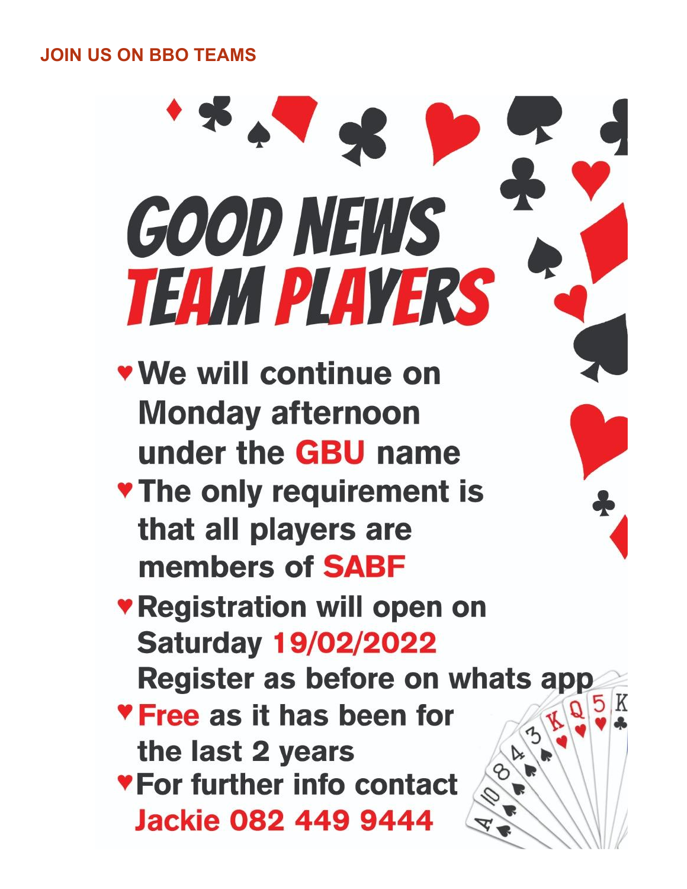## JOIN US ON BBO TEAMS

# GOOD NEWS TEAM PLAYERS

- We will continue on Monday afternoon under the **GBU** name
- The only requirement is that all players are members of **SABF**
- Registration will open on Saturday **19/02/2022**
  Register as before on whats app
- **Free** as it has been for the last 2 years
- For further info contact **Jackie 082 449 9444**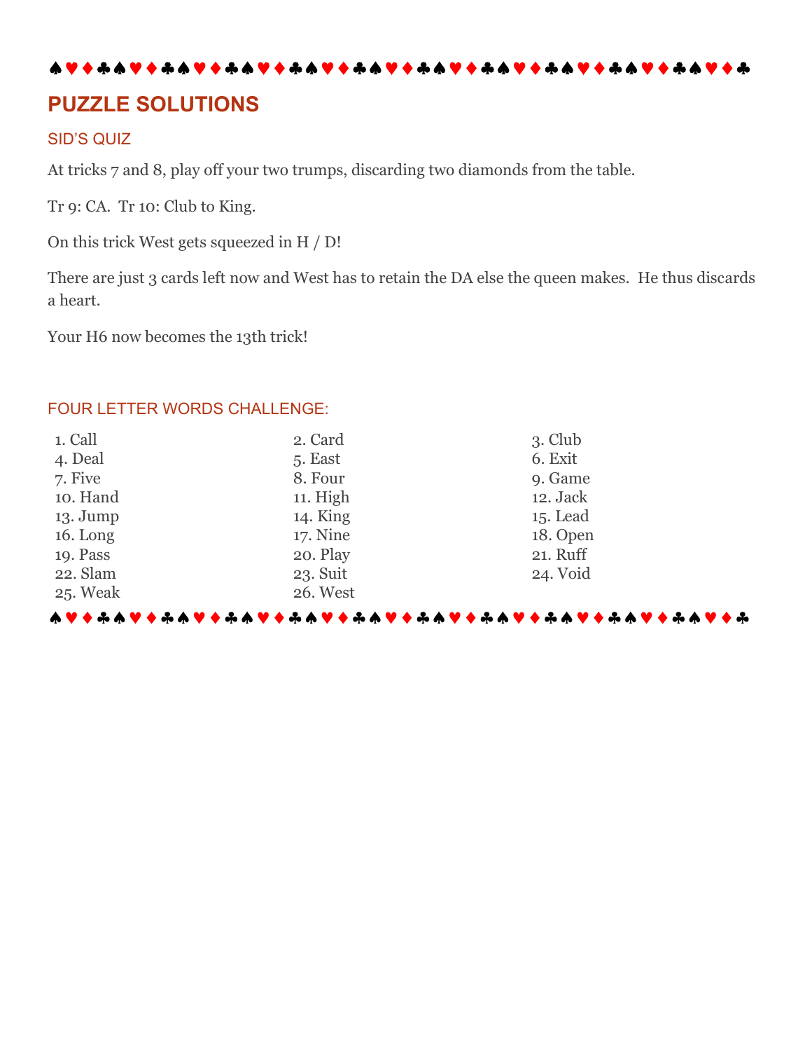♠♥♦♣♠♥♦♣♠♥♦♣♠♥♦♣♠♥♦♣♠♥♦♣♠♥♦♣♠♥♦♣♠♥♦♣♠♥♦♣♠♥♦♣

## PUZZLE SOLUTIONS

### SID'S QUIZ

At tricks 7 and 8, play off your two trumps, discarding two diamonds from the table.

Tr 9: CA. Tr 10: Club to King.

On this trick West gets squeezed in H / D!

There are just 3 cards left now and West has to retain the DA else the queen makes. He thus discards a heart.

Your H6 now becomes the 13th trick!

### FOUR LETTER WORDS CHALLENGE:

1. Call
2. Card
3. Club
4. Deal
5. East
6. Exit
7. Five
8. Four
9. Game
10. Hand
11. High
12. Jack
13. Jump
14. King
15. Lead
16. Long
17. Nine
18. Open
19. Pass
20. Play
21. Ruff
22. Slam
23. Suit
24. Void
25. Weak
26. West

♠♥♦♣♠♥♦♣♠♥♦♣♠♥♦♣♠♥♦♣♠♥♦♣♠♥♦♣♠♥♦♣♠♥♦♣♠♥♦♣♠♥♦♣